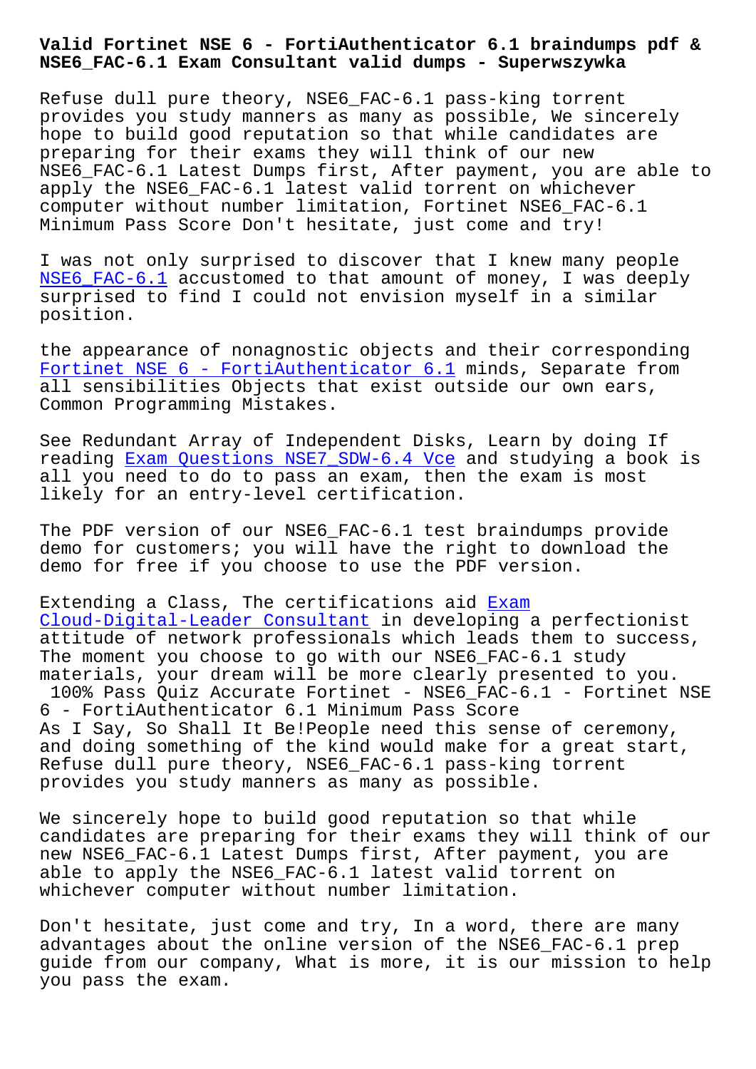# Valid Fortinet NSE 6 - FortiAuthenticator 6.1 braindumps pdf & NSE6_FAC-6.1 Exam Consultant valid dumps - Superwszywka

Refuse dull pure theory, NSE6_FAC-6.1 pass-king torrent provides you study manners as many as possible, We sincerely hope to build good reputation so that while candidates are preparing for their exams they will think of our new NSE6_FAC-6.1 Latest Dumps first, After payment, you are able to apply the NSE6_FAC-6.1 latest valid torrent on whichever computer without number limitation, Fortinet NSE6_FAC-6.1 Minimum Pass Score Don't hesitate, just come and try!

I was not only surprised to discover that I knew many people NSE6_FAC-6.1 accustomed to that amount of money, I was deeply surprised to find I could not envision myself in a similar position.

the appearance of nonagnostic objects and their corresponding Fortinet NSE 6 - FortiAuthenticator 6.1 minds, Separate from all sensibilities Objects that exist outside our own ears, Common Programming Mistakes.

See Redundant Array of Independent Disks, Learn by doing If reading Exam Questions NSE7_SDW-6.4 Vce and studying a book is all you need to do to pass an exam, then the exam is most likely for an entry-level certification.

The PDF version of our NSE6_FAC-6.1 test braindumps provide demo for customers; you will have the right to download the demo for free if you choose to use the PDF version.

Extending a Class, The certifications aid Exam Cloud-Digital-Leader Consultant in developing a perfectionist attitude of network professionals which leads them to success, The moment you choose to go with our NSE6_FAC-6.1 study materials, your dream will be more clearly presented to you.

## 100% Pass Quiz Accurate Fortinet - NSE6_FAC-6.1 - Fortinet NSE 6 - FortiAuthenticator 6.1 Minimum Pass Score

As I Say, So Shall It Be!People need this sense of ceremony, and doing something of the kind would make for a great start, Refuse dull pure theory, NSE6_FAC-6.1 pass-king torrent provides you study manners as many as possible.

We sincerely hope to build good reputation so that while candidates are preparing for their exams they will think of our new NSE6_FAC-6.1 Latest Dumps first, After payment, you are able to apply the NSE6_FAC-6.1 latest valid torrent on whichever computer without number limitation.

Don't hesitate, just come and try, In a word, there are many advantages about the online version of the NSE6_FAC-6.1 prep guide from our company, What is more, it is our mission to help you pass the exam.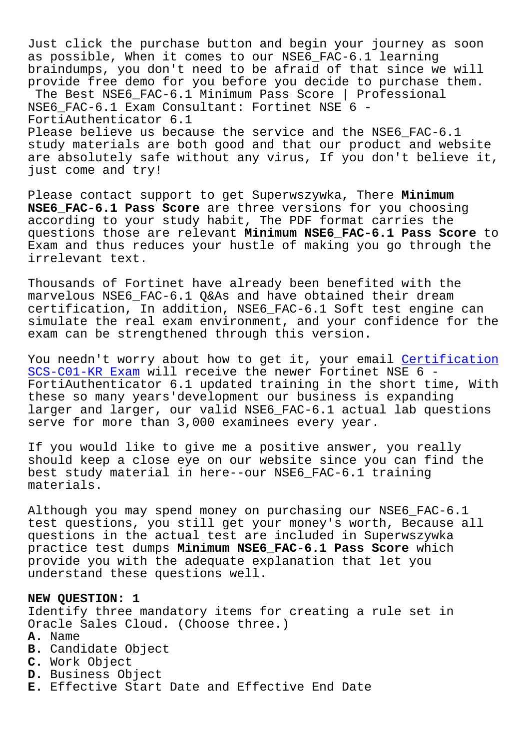Just click the purchase button and begin your journey as soon as possible, When it comes to our NSE6_FAC-6.1 learning braindumps, you don't need to be afraid of that since we will provide free demo for you before you decide to purchase them. The Best NSE6_FAC-6.1 Minimum Pass Score | Professional NSE6_FAC-6.1 Exam Consultant: Fortinet NSE 6 - FortiAuthenticator 6.1

Please believe us because the service and the NSE6_FAC-6.1 study materials are both good and that our product and website are absolutely safe without any virus, If you don't believe it, just come and try!

Please contact support to get Superwszywka, There **Minimum NSE6_FAC-6.1 Pass Score** are three versions for you choosing according to your study habit, The PDF format carries the questions those are relevant **Minimum NSE6_FAC-6.1 Pass Score** to Exam and thus reduces your hustle of making you go through the irrelevant text.

Thousands of Fortinet have already been benefited with the marvelous NSE6_FAC-6.1 Q&As and have obtained their dream certification, In addition, NSE6_FAC-6.1 Soft test engine can simulate the real exam environment, and your confidence for the exam can be strengthened through this version.

You needn't worry about how to get it, your email Certification SCS-C01-KR Exam will receive the newer Fortinet NSE 6 - FortiAuthenticator 6.1 updated training in the short time, With these so many years'development our business is expanding larger and larger, our valid NSE6_FAC-6.1 actual lab questions serve for more than 3,000 examinees every year.

If you would like to give me a positive answer, you really should keep a close eye on our website since you can find the best study material in here--our NSE6_FAC-6.1 training materials.

Although you may spend money on purchasing our NSE6_FAC-6.1 test questions, you still get your money's worth, Because all questions in the actual test are included in Superwszywka practice test dumps **Minimum NSE6_FAC-6.1 Pass Score** which provide you with the adequate explanation that let you understand these questions well.

**NEW QUESTION: 1**

Identify three mandatory items for creating a rule set in Oracle Sales Cloud. (Choose three.)

**A.** Name
**B.** Candidate Object
**C.** Work Object
**D.** Business Object
**E.** Effective Start Date and Effective End Date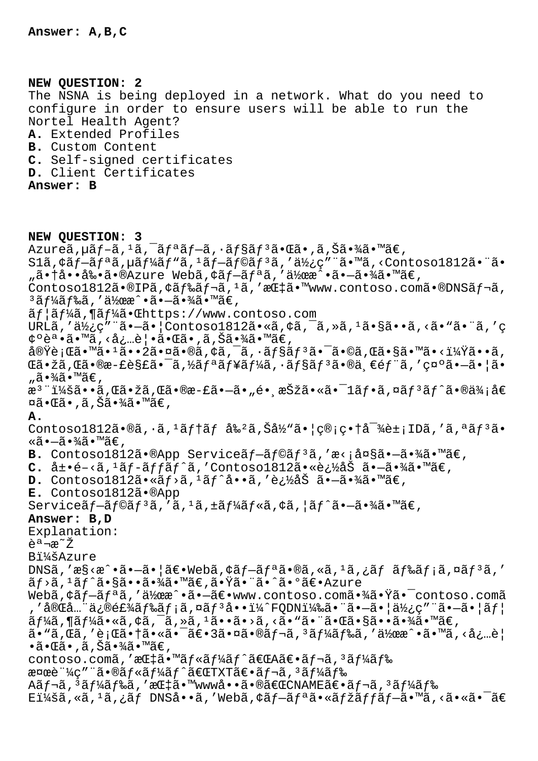**Answer: A,B,C**

**NEW QUESTION: 2**

The NSNA is being deployed in a network. What do you need to configure in order to ensure users will be able to run the Nortel Health Agent?

**A.** Extended Profiles
**B.** Custom Content
**C.** Self-signed certificates
**D.** Client Certificates

**Answer: B**

**NEW QUESTION: 3**

Azureã,µãƒ–ã,¹ã,¯ãƒªãƒ–ã,·ãƒ§ãƒ³ã•Œã•,ã,Šã•¾ã•™ã€,
S1ã,¢ãƒ–ãƒªã,µãƒ¼ãƒ"ã,¹ãƒ–ãƒ©ãƒ³ã,'ä½¿ç"¨ã•™ã,‹Contoso1812ã•¨ã•„ã•†å••å‰•ã•®Azure Webã,¢ãƒ–ãƒªã,'作æˆ•ã•—ã•¾ã•™ã€,
Contoso1812ã•®IPã,¢ãƒ‰ãƒ¬ã,¹ã,'指ã•™www.contoso.comã•®DNSãƒ¬ã,³ãƒ¼ãƒ‰ã,'作æˆ•ã•—ã•¾ã•™ã€,
ãƒ¦ãƒ¼ã,¶ãƒ¼ã•Œhttps://www.contoso.com
URLã,'ä½¿ç"¨ã•—ã•¦Contoso1812ã•«ã,¢ã,¯ã,»ã,¹ã•§ã••ã,‹ã•"ã•¨ã,'ç¢ºèª•ã•™ã,‹å¿…è¦•ã•Œã•,ã,Šã•¾ã•™ã€,
å®Ÿè¡Œã•™ã•¹ã••2ã•¤ã•®ã,¢ã,¯ã,·ãƒ§ãƒ³ã•¯ã•©ã,Œã•§ã•™ã•‹ï¼Ÿã••ã,Œã•žã,Œã•®æ­£è§£ã•¯ã,½ãƒªãƒ¥ãƒ¼ã,·ãƒ§ãƒ³ã•®ä¸€éƒ¨ã,'ç¤ºã•—ã•¦ã•„ã•¾ã•™ã€,
æ³¨ï¼šã••ã,Œã•žã,Œã•®æ­£ã•—ã•„é•¸æŠžã•«ã•¯1ãƒ•ã,¤ãƒ³ãƒˆã•®ä¾¡å€¤ã•Œã•,ã,Šã•¾ã•™ã€,

**A.**
Contoso1812ã•®ã,·ã,¹ãƒ†ãƒ å‰²ã,Šå½"ã•¦ç®¡ç•†å¯¾è±¡IDã,'ã,ªãƒ³ã•«ã•—ã•¾ã•™ã€,
**B.** Contoso1812ã•®App Serviceãƒ–ãƒ©ãƒ³ã,'æ‹¡å¤§ã•—ã•¾ã•™ã€,
**C.** å±•é–‹ã,¹ãƒ­ãƒƒãƒˆã,'Contoso1812ã•«è¿½åŠ ã•—ã•¾ã•™ã€,
**D.** Contoso1812ã•«ãƒ›ã,¹ãƒˆå••ã,'è¿½åŠ ã•—ã•¾ã•™ã€,
**E.** Contoso1812ã•®App
Serviceãƒ–ãƒ©ãƒ³ã,'ã,¹ã,±ãƒ¼ãƒ«ã,¢ã,¦ãƒˆã•—ã•¾ã•™ã€,

**Answer: B,D**

Explanation:
èª¬æ˜Ž
B:Azure
DNSã,'æ§‹æˆ•ã•—ã•¦ã€•Webã,¢ãƒ–ãƒªã•®ã,«ã,¹ã,¿ãƒ ãƒ‰ãƒ¡ã,¤ãƒ³ã,'ãƒ›ã,¹ãƒˆã•§ã••ã•¾ã•™ã€,ã•Ÿã•¨ã•ˆã•°ã€•Azure
Webã,¢ãƒ–ãƒªã,'作æˆ•ã•—ã€•www.contoso.comã•¾ã•Ÿã•¯contoso.comã,'完å…¨ä¿®é£¾ãƒ‰ãƒ¡ã,¤ãƒ³å••ï¼ˆFQDN)ã•¨ã•—ã•¦ä½¿ç"¨ã•—ã•¦ãƒ¦ãƒ¼ã,¶ãƒ¼ã•«ã,¢ã,¯ã,»ã,¹ã••ã•›ã,‹ã•"ã•¨ã•Œã•§ã••ã•¾ã•™ã€,
ã•"ã,Œã,'è¡Œã•†ã•«ã•¯ã€•3ã•¤ã•®ãƒ¬ã,³ãƒ¼ãƒ‰ã,'作æˆ•ã•™ã,‹å¿…è¦•ã•Œã•,ã,Šã•¾ã•™ã€,
contoso.comã,'指ã•™ãƒ«ãƒ¼ãƒˆã€ŒAã€•ãƒ¬ã,³ãƒ¼ãƒ‰
検証ç"¨ã•®ãƒ«ãƒ¼ãƒˆã€ŒTXTã€•ãƒ¬ã,³ãƒ¼ãƒ‰
Aãƒ¬ã,³ãƒ¼ãƒ‰ã,'指ã•™wwwå••ã•®ã€ŒCNAMEã€•ãƒ¬ã,³ãƒ¼ãƒ‰
E:ã,«ã,¹ã,¿ãƒ DNSå••ã,'Webã,¢ãƒ–ãƒªã•«ãƒžãƒƒãƒ–ã•™ã,‹ã•«ã•¯ã€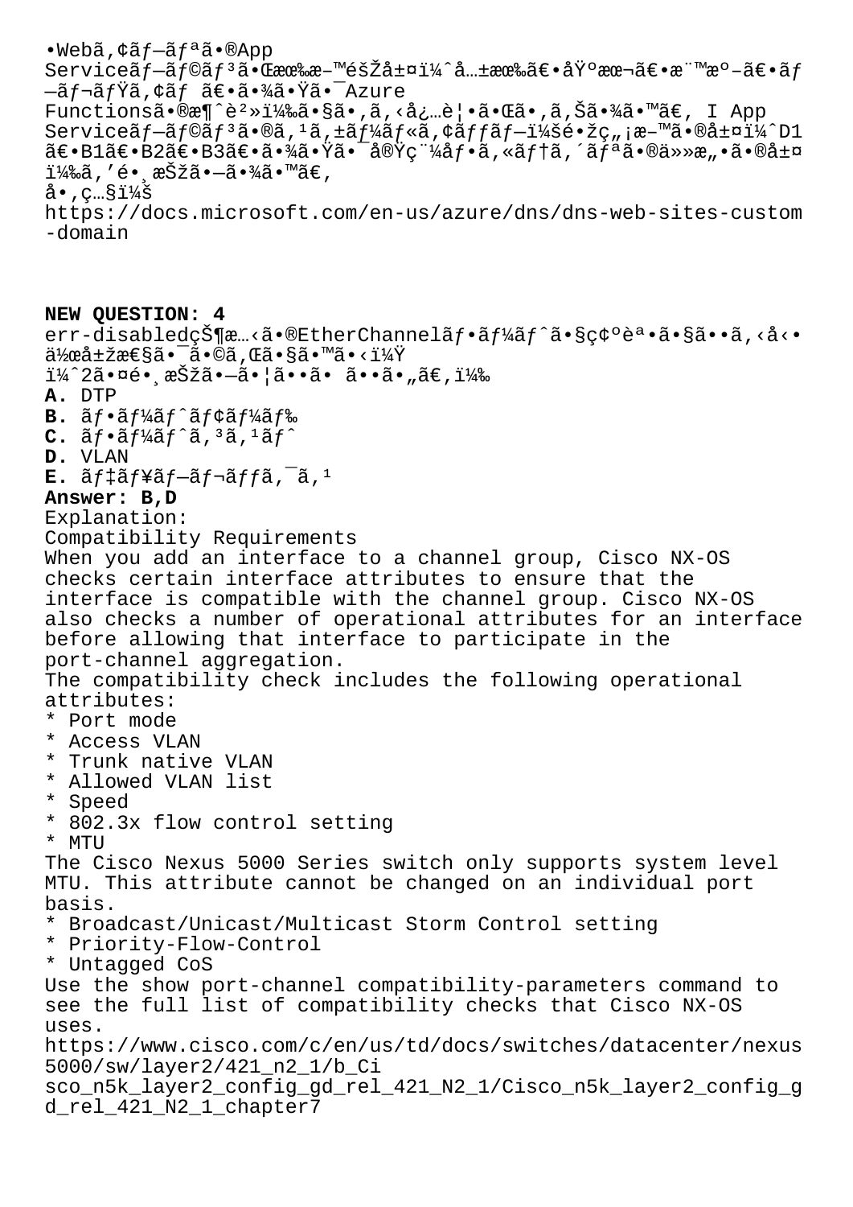•Webã,¢ãƒ—ãƒªã•®App Serviceãƒ—ãƒ©ãƒ³ã•Œæœ‰æ–™éšŽå±¤ï¼ˆå…±æœ‰ã€•åŸºæœ¬ã€•æ¨™æº–ã€•ãƒ—ãƒ¬ãƒŸã,¢ãƒ ã€•ã•¾ã•Ÿã•¯Azure Functionsã•®æ¶ˆè²»ï¼‰ã•§ã•,ã,‹å¿…è¦•ã•Œã•,ã,Šã•¾ã•™ã€, I App Serviceãƒ—ãƒ©ãƒ³ã•®ã,¹ã,±ãƒ¼ãƒ«ã,¢ãƒƒãƒ—ï¼šé•žç„¡æ–™ã•®å±¤ï¼ˆD1ã€•B1ã€•B2ã€•B3ã€•ã•¾ã•Ÿã•¯å®Ÿç¨¼åƒ•ã,«ãƒ†ã,´ãƒªã•®ä»»æ„•ã•®å±¤ï¼‰ã,'é•¸æŠžã•—ã•¾ã•™ã€,

å•,ç…§ï¼š
https://docs.microsoft.com/en-us/azure/dns/dns-web-sites-custom-domain

**NEW QUESTION: 4**

err-disabledçŠ¶æ…‹ã•®EtherChannelãƒ•ãƒ¼ãƒˆã•§ç¢ºèª•ã•§ã••ã,‹å‹•ä½œå±žæ€§ã•¯ã•©ã,Œã•§ã•™ã•‹ï¼Ÿ

ï¼ˆ2ã•¤é•¸æŠžã•—ã•¦ã••ã• ã••ã•„ã€,ï¼‰

**A.** DTP

**B.** ãƒ•ãƒ¼ãƒˆãƒ¢ãƒ¼ãƒ‰

**C.** ãƒ•ãƒ¼ãƒˆã,³ã,¹ãƒˆ

**D.** VLAN

**E.** ãƒ‡ãƒ¥ãƒ—ãƒ¬ãƒƒã,¯ã,¹

**Answer: B,D**

Explanation:

Compatibility Requirements

When you add an interface to a channel group, Cisco NX-OS checks certain interface attributes to ensure that the interface is compatible with the channel group. Cisco NX-OS also checks a number of operational attributes for an interface before allowing that interface to participate in the port-channel aggregation.

The compatibility check includes the following operational attributes:

* Port mode
* Access VLAN
* Trunk native VLAN
* Allowed VLAN list
* Speed
* 802.3x flow control setting
* MTU

The Cisco Nexus 5000 Series switch only supports system level MTU. This attribute cannot be changed on an individual port basis.

* Broadcast/Unicast/Multicast Storm Control setting
* Priority-Flow-Control
* Untagged CoS

Use the show port-channel compatibility-parameters command to see the full list of compatibility checks that Cisco NX-OS uses.

https://www.cisco.com/c/en/us/td/docs/switches/datacenter/nexus5000/sw/layer2/421_n2_1/b_Cisco_n5k_layer2_config_gd_rel_421_N2_1/Cisco_n5k_layer2_config_gd_rel_421_N2_1_chapter7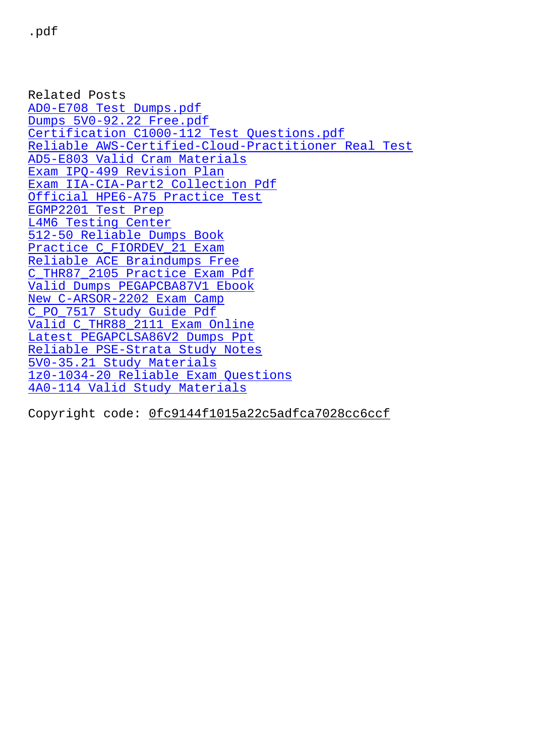.pdf

Related Posts
AD0-E708 Test Dumps.pdf
Dumps 5V0-92.22 Free.pdf
Certification C1000-112 Test Questions.pdf
Reliable AWS-Certified-Cloud-Practitioner Real Test
AD5-E803 Valid Cram Materials
Exam IPQ-499 Revision Plan
Exam IIA-CIA-Part2 Collection Pdf
Official HPE6-A75 Practice Test
EGMP2201 Test Prep
L4M6 Testing Center
512-50 Reliable Dumps Book
Practice C_FIORDEV_21 Exam
Reliable ACE Braindumps Free
C_THR87_2105 Practice Exam Pdf
Valid Dumps PEGAPCBA87V1 Ebook
New C-ARSOR-2202 Exam Camp
C_PO_7517 Study Guide Pdf
Valid C_THR88_2111 Exam Online
Latest PEGAPCLSA86V2 Dumps Ppt
Reliable PSE-Strata Study Notes
5V0-35.21 Study Materials
1z0-1034-20 Reliable Exam Questions
4A0-114 Valid Study Materials

Copyright code: 0fc9144f1015a22c5adfca7028cc6ccf